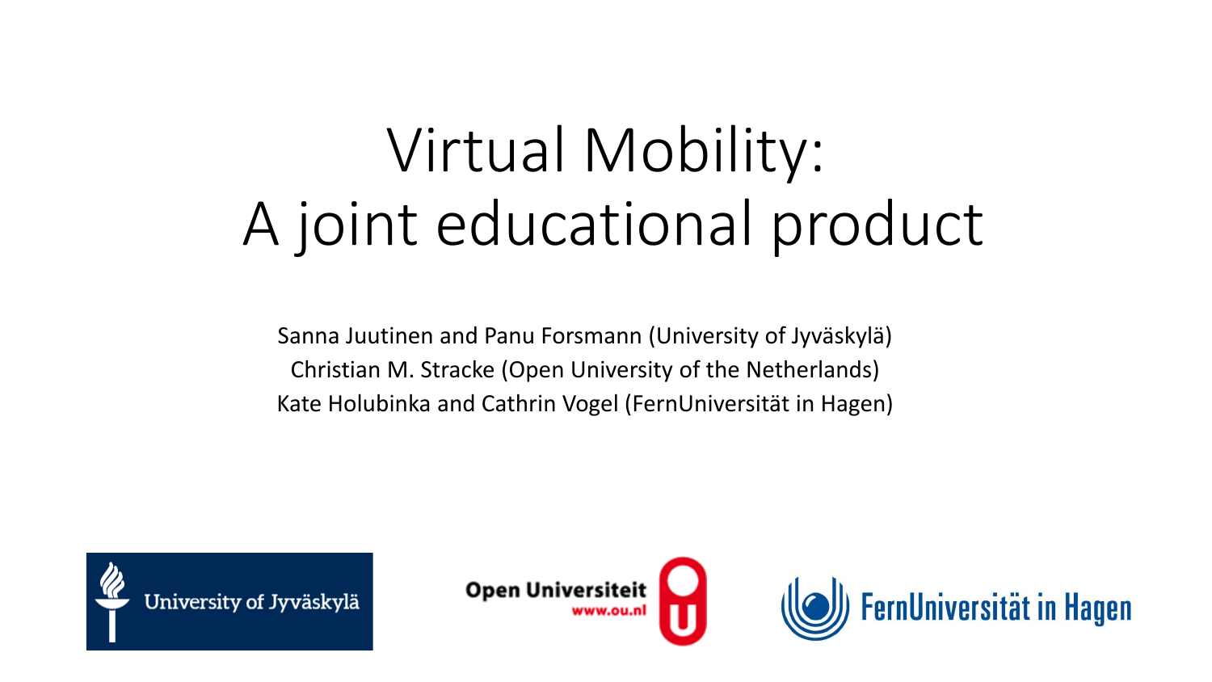# Virtual Mobility: A joint educational product

Sanna Juutinen and Panu Forsmann (University of Jyväskylä)
Christian M. Stracke (Open University of the Netherlands)
Kate Holubinka and Cathrin Vogel (FernUniversität in Hagen)

University of Jyväskylä

Open Universiteit www.ou.nl

FernUniversität in Hagen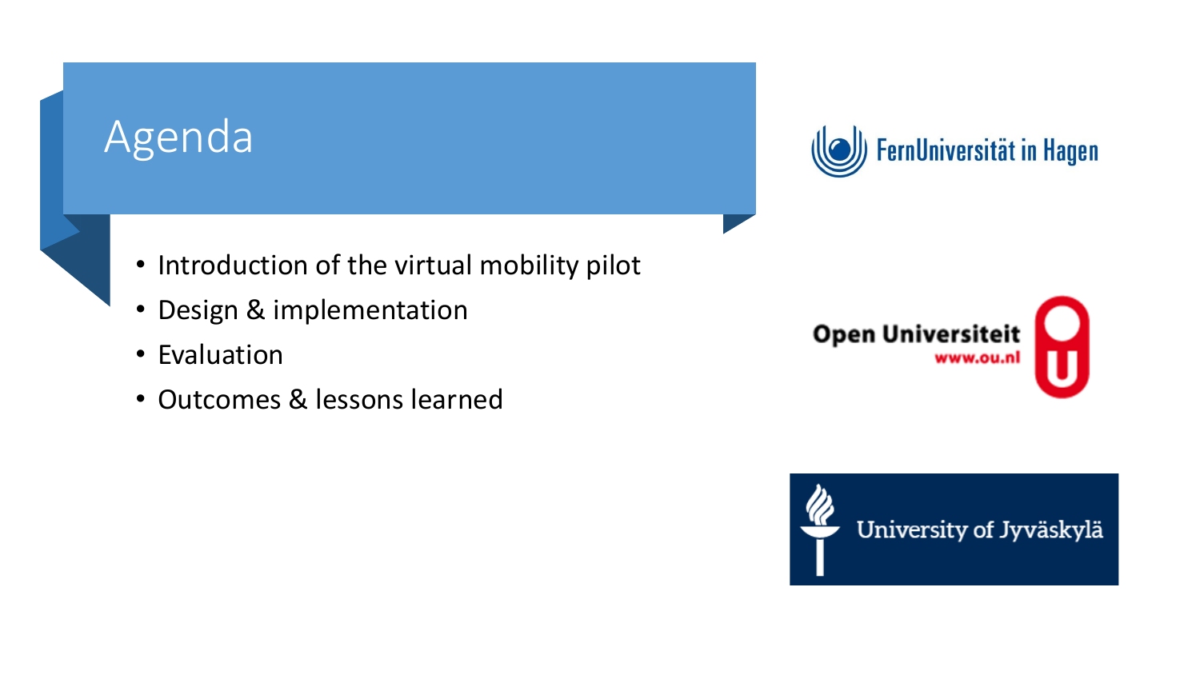# Agenda

- Introduction of the virtual mobility pilot
- Design & implementation
- Evaluation
- Outcomes & lessons learned

FernUniversität in Hagen

Open Universiteit
www.ou.nl

University of Jyväskylä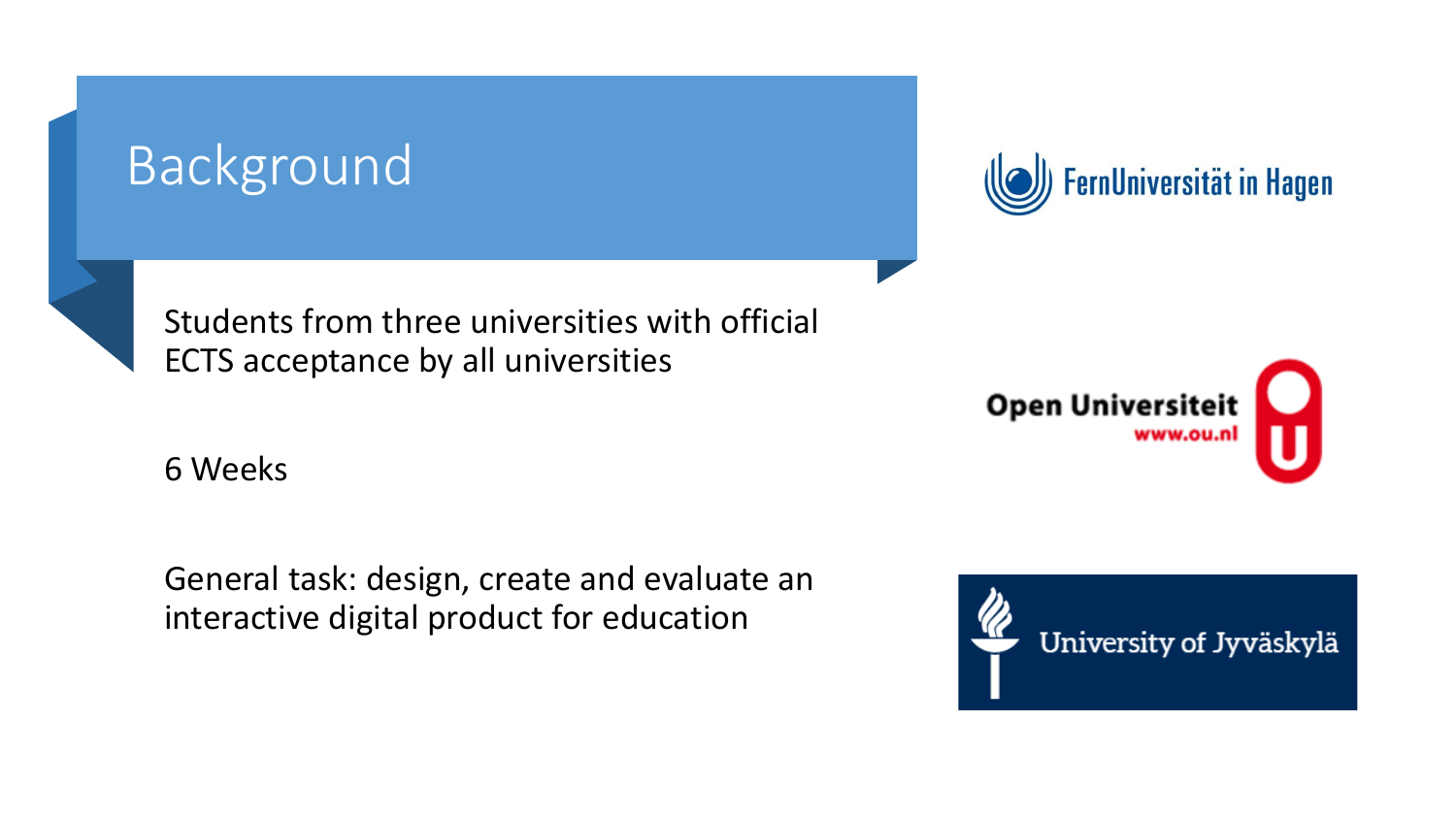# Background

Students from three universities with official ECTS acceptance by all universities

6 Weeks

General task: design, create and evaluate an interactive digital product for education

FernUniversität in Hagen

Open Universiteit
www.ou.nl

University of Jyväskylä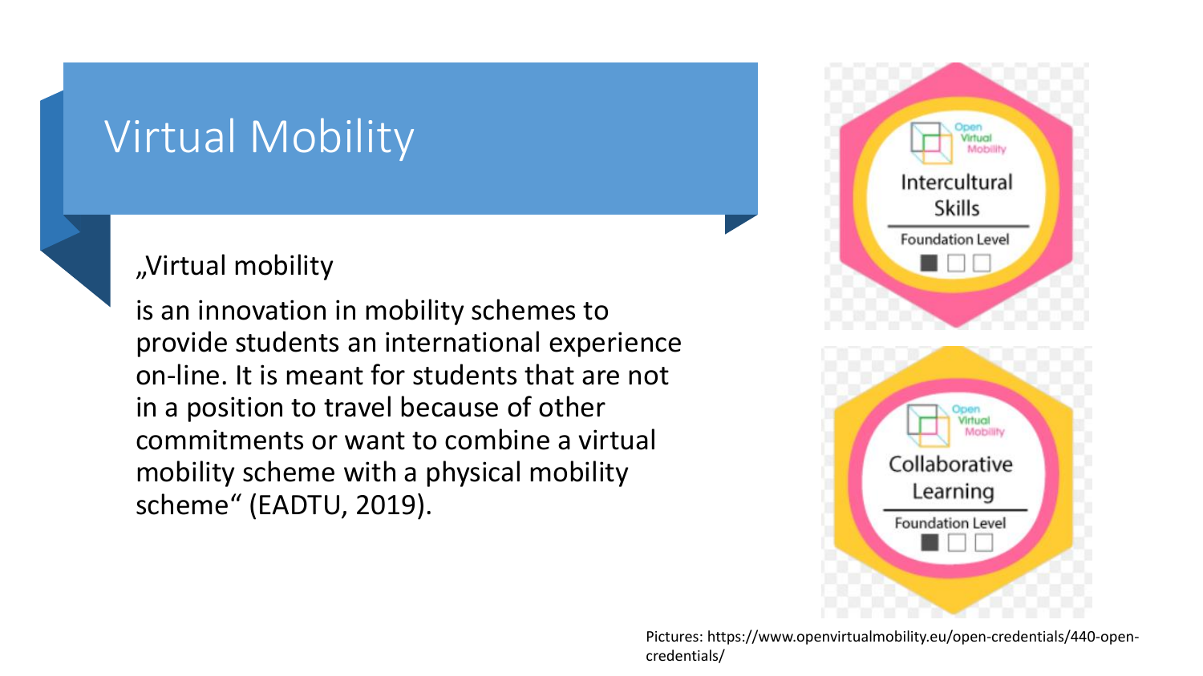# Virtual Mobility

„Virtual mobility

is an innovation in mobility schemes to provide students an international experience on-line. It is meant for students that are not in a position to travel because of other commitments or want to combine a virtual mobility scheme with a physical mobility scheme“ (EADTU, 2019).

Pictures: https://www.openvirtualmobility.eu/open-credentials/440-open-credentials/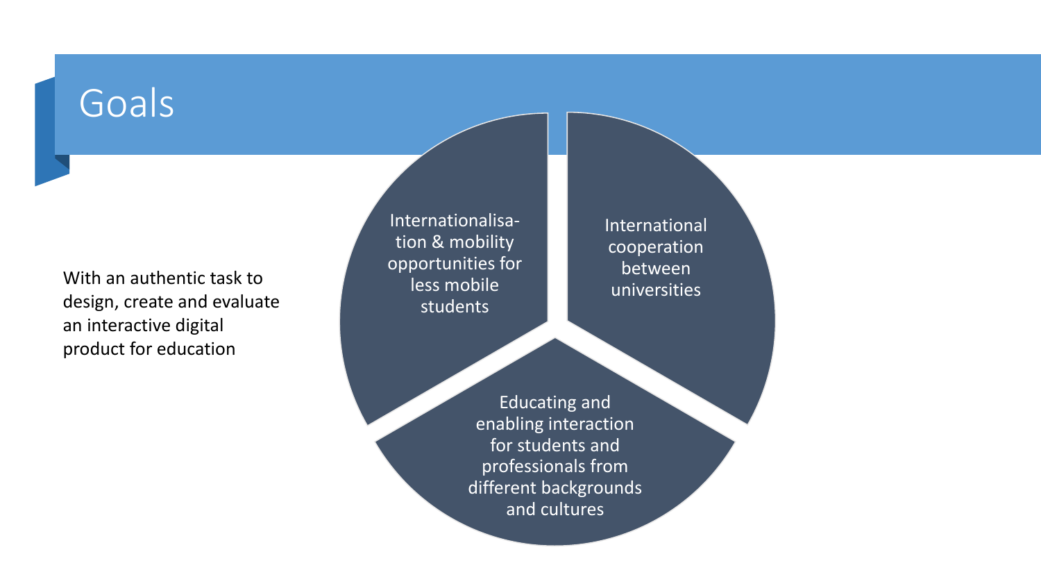# Goals

With an authentic task to design, create and evaluate an interactive digital product for education

- Internationalisation & mobility opportunities for less mobile students
- International cooperation between universities
- Educating and enabling interaction for students and professionals from different backgrounds and cultures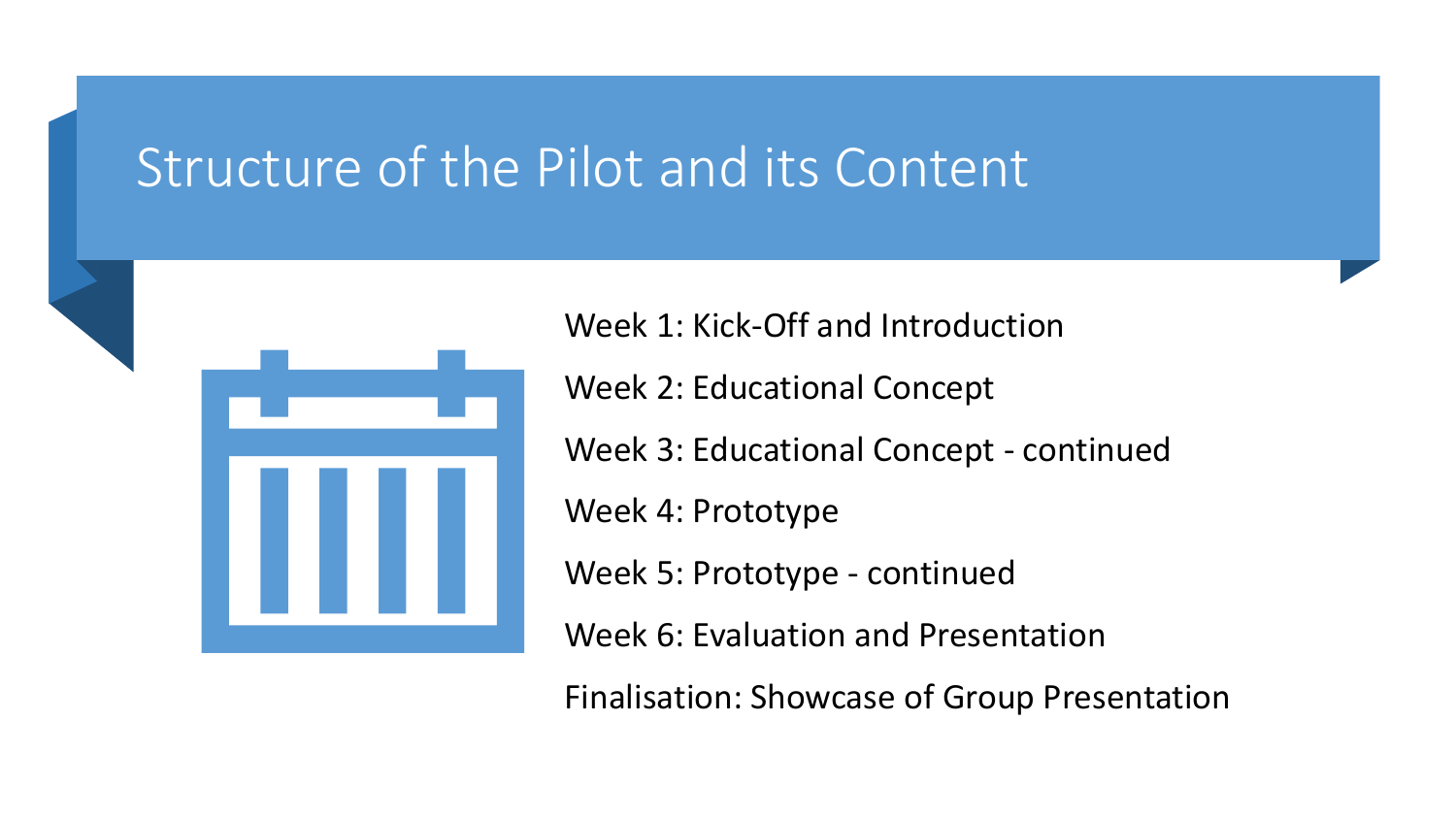# Structure of the Pilot and its Content

Week 1: Kick-Off and Introduction

Week 2: Educational Concept

Week 3: Educational Concept - continued

Week 4: Prototype

Week 5: Prototype - continued

Week 6: Evaluation and Presentation

Finalisation: Showcase of Group Presentation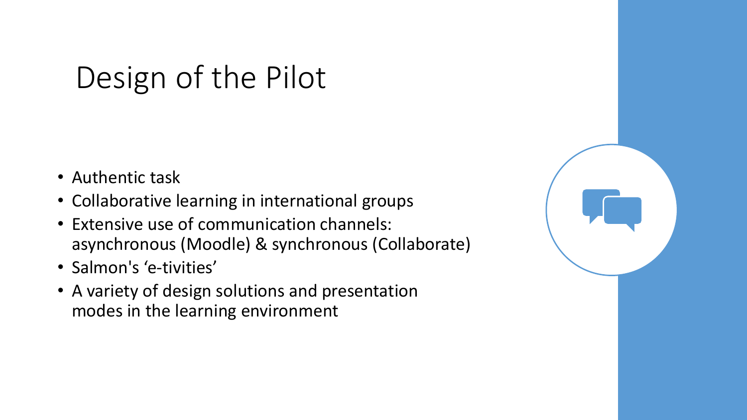# Design of the Pilot

- Authentic task
- Collaborative learning in international groups
- Extensive use of communication channels: asynchronous (Moodle) & synchronous (Collaborate)
- Salmon's 'e-tivities'
- A variety of design solutions and presentation modes in the learning environment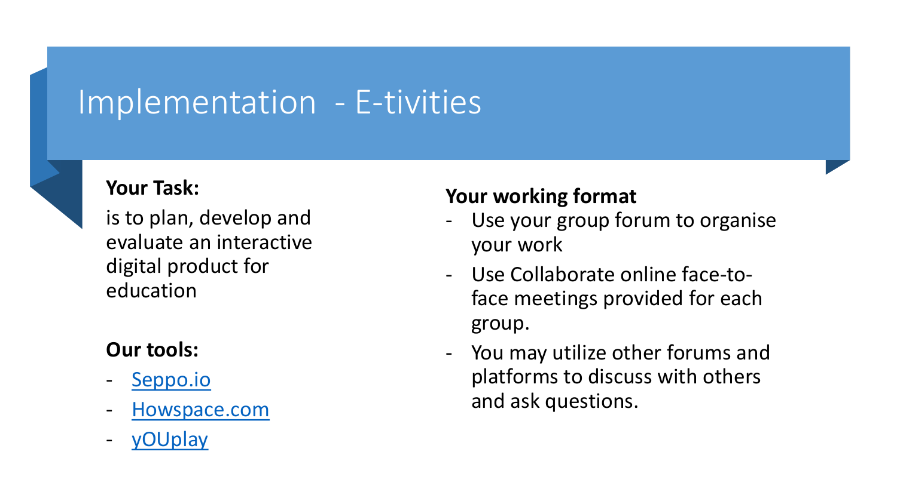# Implementation - E-tivities

**Your Task:**

is to plan, develop and evaluate an interactive digital product for education

**Our tools:**

- Seppo.io
- Howspace.com
- yOUplay

**Your working format**

- Use your group forum to organise your work
- Use Collaborate online face-to-face meetings provided for each group.
- You may utilize other forums and platforms to discuss with others and ask questions.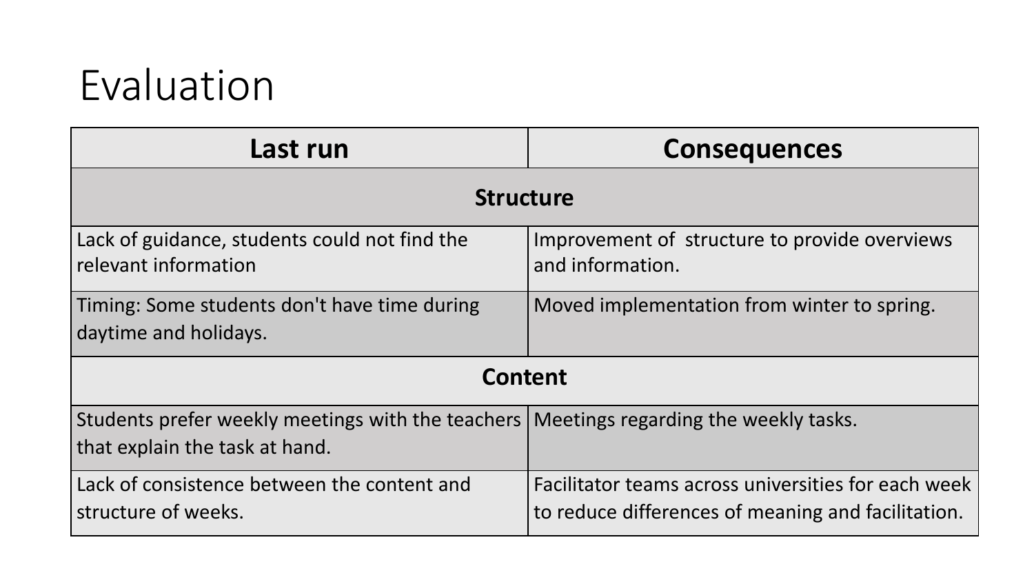# Evaluation

| Last run | Consequences |
|---|---|
| **Structure** | |
| Lack of guidance, students could not find the relevant information | Improvement of structure to provide overviews and information. |
| Timing: Some students don't have time during daytime and holidays. | Moved implementation from winter to spring. |
| **Content** | |
| Students prefer weekly meetings with the teachers that explain the task at hand. | Meetings regarding the weekly tasks. |
| Lack of consistence between the content and structure of weeks. | Facilitator teams across universities for each week to reduce differences of meaning and facilitation. |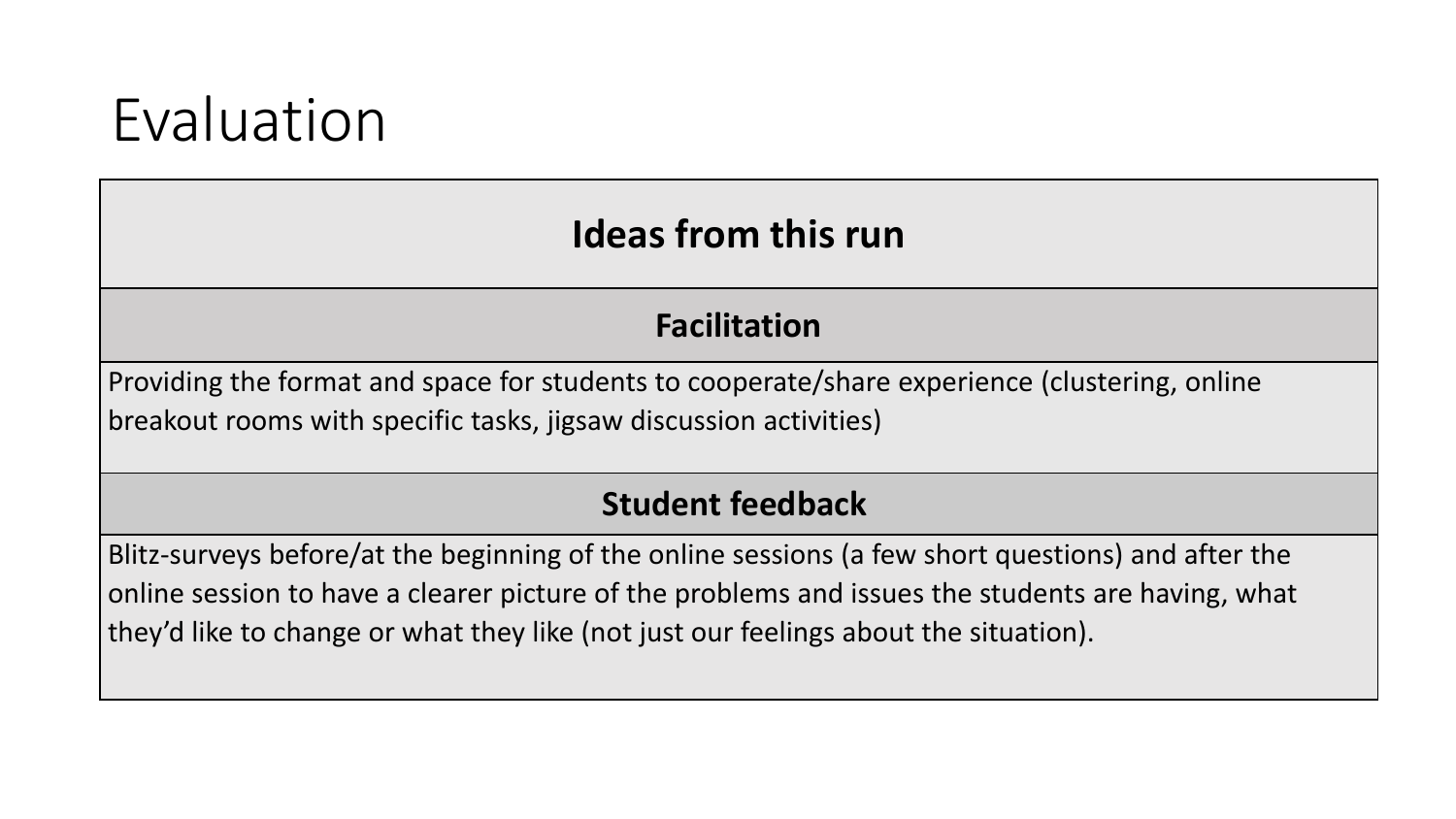# Evaluation

| Ideas from this run |
| --- |
| **Facilitation** |
| Providing the format and space for students to cooperate/share experience (clustering, online breakout rooms with specific tasks, jigsaw discussion activities) |
| **Student feedback** |
| Blitz-surveys before/at the beginning of the online sessions (a few short questions) and after the online session to have a clearer picture of the problems and issues the students are having, what they'd like to change or what they like (not just our feelings about the situation). |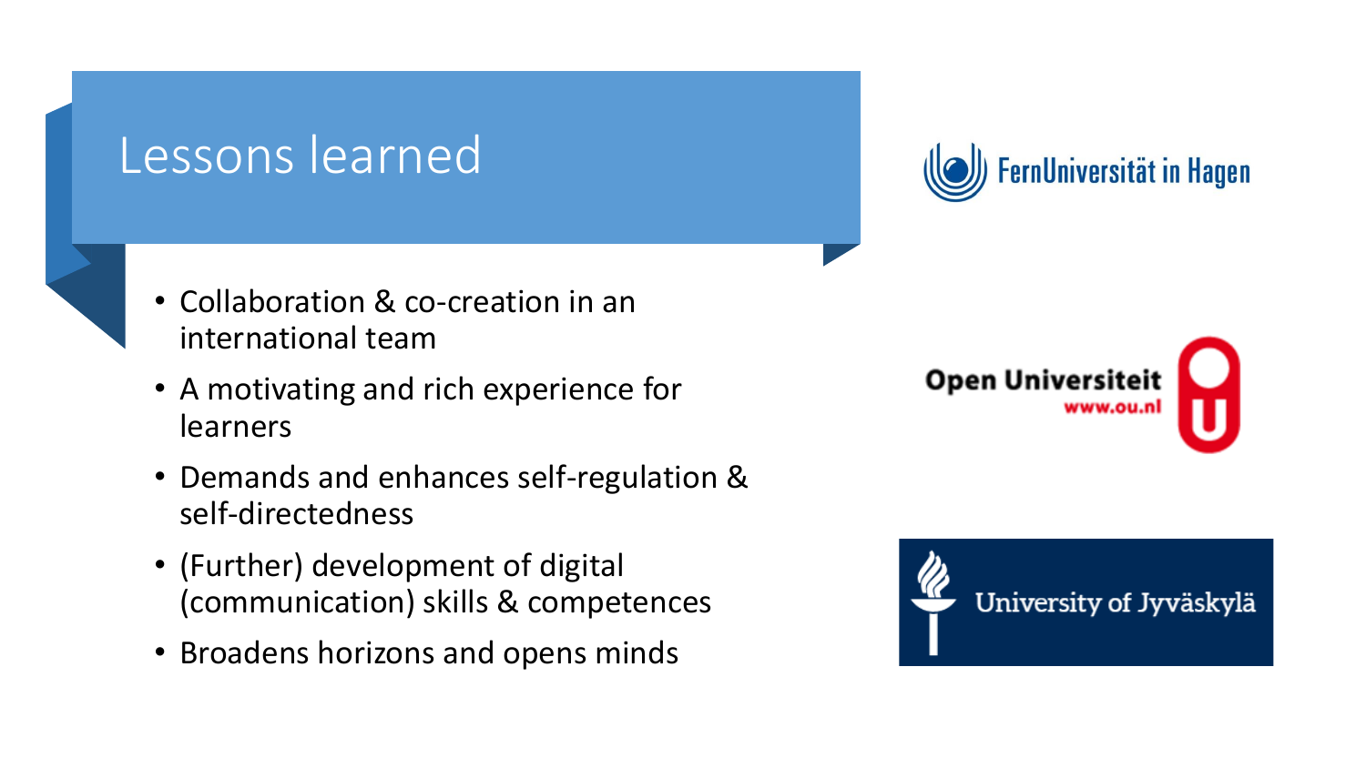# Lessons learned

- Collaboration & co-creation in an international team
- A motivating and rich experience for learners
- Demands and enhances self-regulation & self-directedness
- (Further) development of digital (communication) skills & competences
- Broadens horizons and opens minds

FernUniversität in Hagen

Open Universiteit www.ou.nl

University of Jyväskylä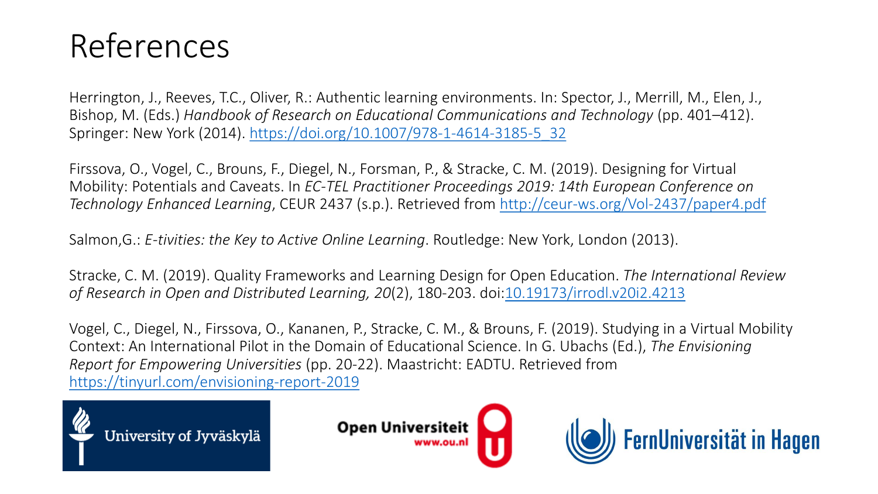# References

Herrington, J., Reeves, T.C., Oliver, R.: Authentic learning environments. In: Spector, J., Merrill, M., Elen, J., Bishop, M. (Eds.) *Handbook of Research on Educational Communications and Technology* (pp. 401–412). Springer: New York (2014). https://doi.org/10.1007/978-1-4614-3185-5_32

Firssova, O., Vogel, C., Brouns, F., Diegel, N., Forsman, P., & Stracke, C. M. (2019). Designing for Virtual Mobility: Potentials and Caveats. In *EC-TEL Practitioner Proceedings 2019: 14th European Conference on Technology Enhanced Learning*, CEUR 2437 (s.p.). Retrieved from http://ceur-ws.org/Vol-2437/paper4.pdf

Salmon,G.: *E-tivities: the Key to Active Online Learning*. Routledge: New York, London (2013).

Stracke, C. M. (2019). Quality Frameworks and Learning Design for Open Education. *The International Review of Research in Open and Distributed Learning, 20*(2), 180-203. doi:10.19173/irrodl.v20i2.4213

Vogel, C., Diegel, N., Firssova, O., Kananen, P., Stracke, C. M., & Brouns, F. (2019). Studying in a Virtual Mobility Context: An International Pilot in the Domain of Educational Science. In G. Ubachs (Ed.), *The Envisioning Report for Empowering Universities* (pp. 20-22). Maastricht: EADTU. Retrieved from https://tinyurl.com/envisioning-report-2019

University of Jyväskylä — Open Universiteit www.ou.nl — FernUniversität in Hagen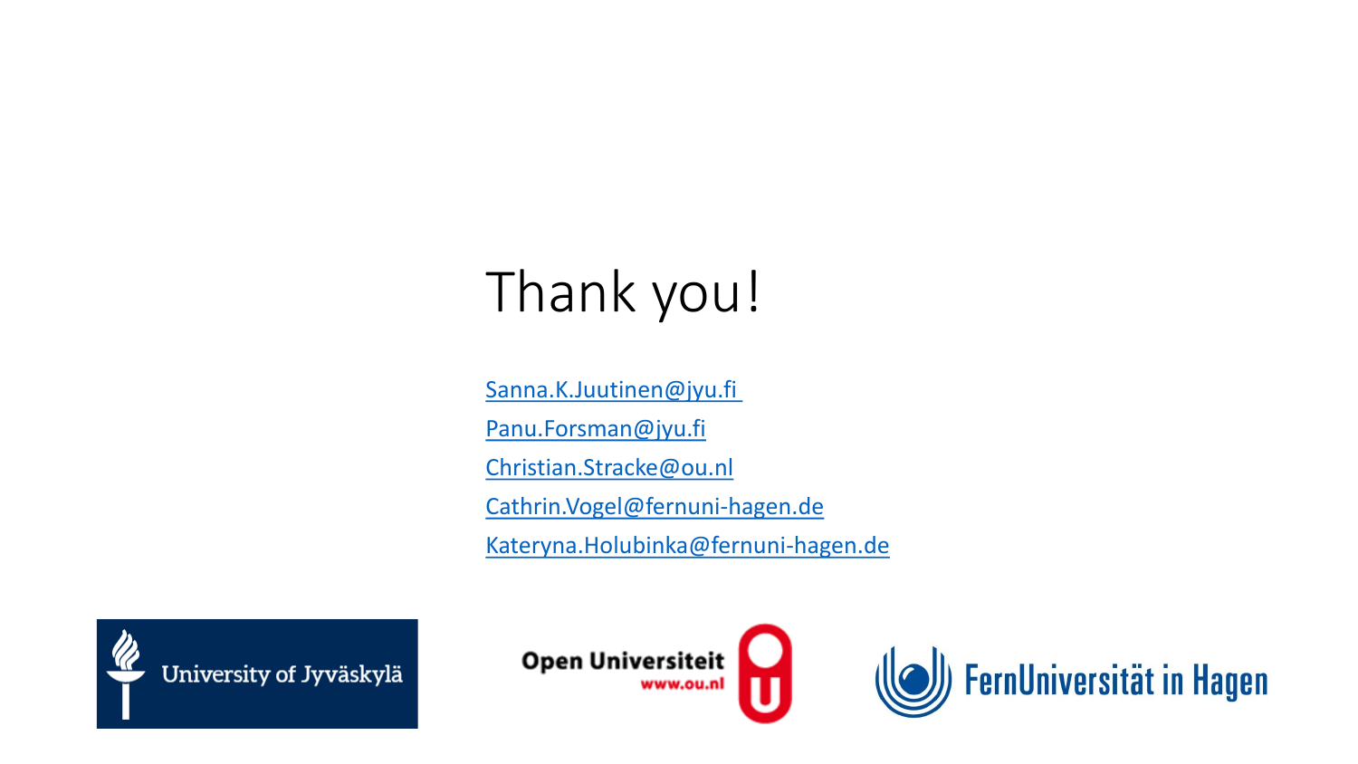# Thank you!

Sanna.K.Juutinen@jyu.fi

Panu.Forsman@jyu.fi

Christian.Stracke@ou.nl

Cathrin.Vogel@fernuni-hagen.de

Kateryna.Holubinka@fernuni-hagen.de

University of Jyväskylä

Open Universiteit www.ou.nl

FernUniversität in Hagen